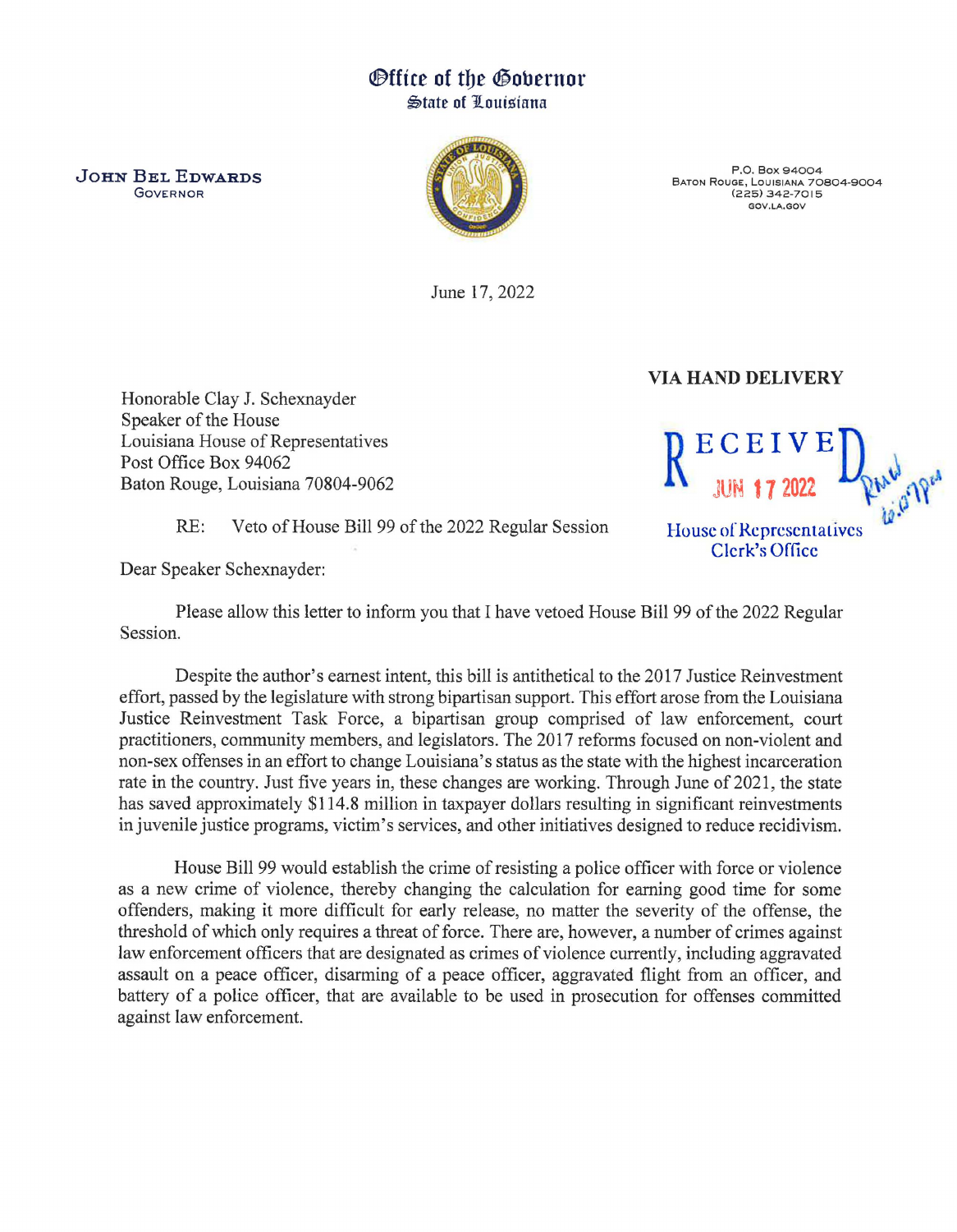# Office of the Governor
## State of Louisiana

**JOHN BEL EDWARDS**
GOVERNOR

P.O. Box 94004
Baton Rouge, Louisiana 70804-9004
(225) 342-7015
GOV.LA.GOV

June 17, 2022

**VIA HAND DELIVERY**

Honorable Clay J. Schexnayder
Speaker of the House
Louisiana House of Representatives
Post Office Box 94062
Baton Rouge, Louisiana 70804-9062

RECEIVED
JUN 17 2022
House of Representatives
Clerk's Office

RE: Veto of House Bill 99 of the 2022 Regular Session

Dear Speaker Schexnayder:

Please allow this letter to inform you that I have vetoed House Bill 99 of the 2022 Regular Session.

Despite the author's earnest intent, this bill is antithetical to the 2017 Justice Reinvestment effort, passed by the legislature with strong bipartisan support. This effort arose from the Louisiana Justice Reinvestment Task Force, a bipartisan group comprised of law enforcement, court practitioners, community members, and legislators. The 2017 reforms focused on non-violent and non-sex offenses in an effort to change Louisiana's status as the state with the highest incarceration rate in the country. Just five years in, these changes are working. Through June of 2021, the state has saved approximately $114.8 million in taxpayer dollars resulting in significant reinvestments in juvenile justice programs, victim's services, and other initiatives designed to reduce recidivism.

House Bill 99 would establish the crime of resisting a police officer with force or violence as a new crime of violence, thereby changing the calculation for earning good time for some offenders, making it more difficult for early release, no matter the severity of the offense, the threshold of which only requires a threat of force. There are, however, a number of crimes against law enforcement officers that are designated as crimes of violence currently, including aggravated assault on a peace officer, disarming of a peace officer, aggravated flight from an officer, and battery of a police officer, that are available to be used in prosecution for offenses committed against law enforcement.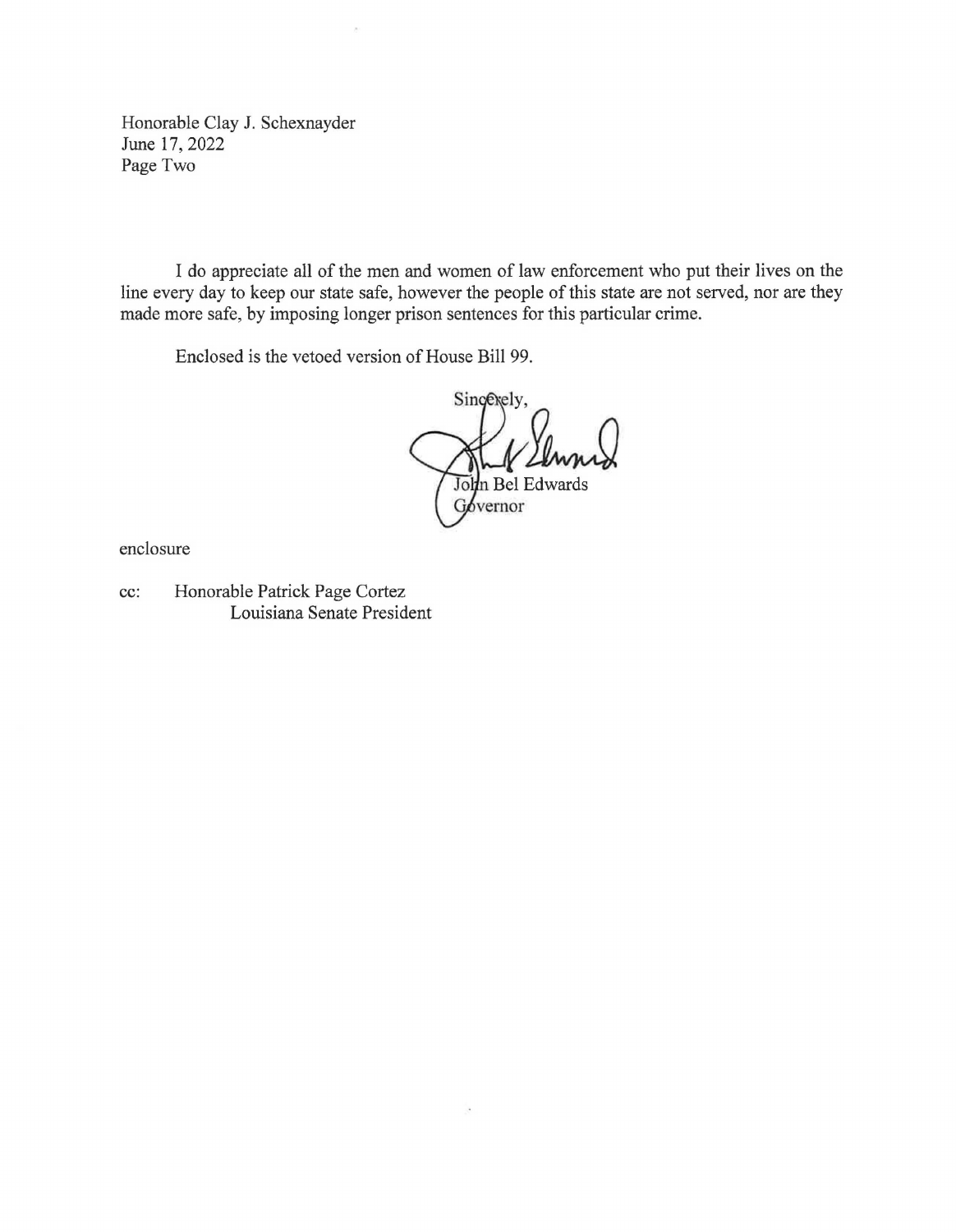Honorable Clay J. Schexnayder
June 17, 2022
Page Two

I do appreciate all of the men and women of law enforcement who put their lives on the line every day to keep our state safe, however the people of this state are not served, nor are they made more safe, by imposing longer prison sentences for this particular crime.

Enclosed is the vetoed version of House Bill 99.

Sincerely,

John Bel Edwards
Governor

enclosure

cc: Honorable Patrick Page Cortez
Louisiana Senate President